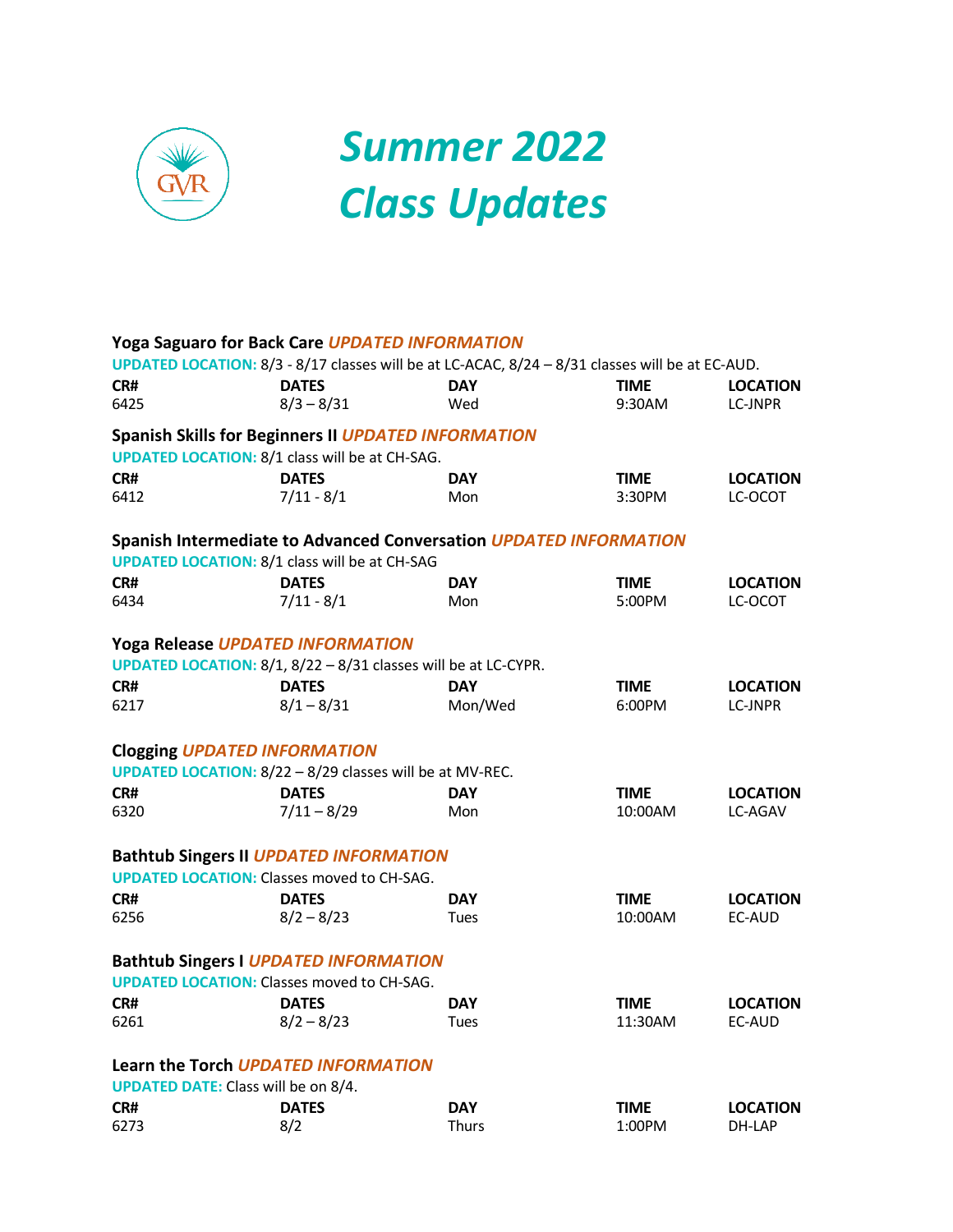# *Summer 2022 Class Updates*

**Yoga Saguaro for Back Care** ***UPDATED INFORMATION***

**UPDATED LOCATION:** 8/3 - 8/17 classes will be at LC-ACAC, 8/24 – 8/31 classes will be at EC-AUD.

| CR# | DATES | DAY | TIME | LOCATION |
|---|---|---|---|---|
| 6425 | 8/3 – 8/31 | Wed | 9:30AM | LC-JNPR |

**Spanish Skills for Beginners II** ***UPDATED INFORMATION***

**UPDATED LOCATION:** 8/1 class will be at CH-SAG.

| CR# | DATES | DAY | TIME | LOCATION |
|---|---|---|---|---|
| 6412 | 7/11 - 8/1 | Mon | 3:30PM | LC-OCOT |

**Spanish Intermediate to Advanced Conversation** ***UPDATED INFORMATION***

**UPDATED LOCATION:** 8/1 class will be at CH-SAG

| CR# | DATES | DAY | TIME | LOCATION |
|---|---|---|---|---|
| 6434 | 7/11 - 8/1 | Mon | 5:00PM | LC-OCOT |

**Yoga Release** ***UPDATED INFORMATION***

**UPDATED LOCATION:** 8/1, 8/22 – 8/31 classes will be at LC-CYPR.

| CR# | DATES | DAY | TIME | LOCATION |
|---|---|---|---|---|
| 6217 | 8/1 – 8/31 | Mon/Wed | 6:00PM | LC-JNPR |

**Clogging** ***UPDATED INFORMATION***

**UPDATED LOCATION:** 8/22 – 8/29 classes will be at MV-REC.

| CR# | DATES | DAY | TIME | LOCATION |
|---|---|---|---|---|
| 6320 | 7/11 – 8/29 | Mon | 10:00AM | LC-AGAV |

**Bathtub Singers II** ***UPDATED INFORMATION***

**UPDATED LOCATION:** Classes moved to CH-SAG.

| CR# | DATES | DAY | TIME | LOCATION |
|---|---|---|---|---|
| 6256 | 8/2 – 8/23 | Tues | 10:00AM | EC-AUD |

**Bathtub Singers I** ***UPDATED INFORMATION***

**UPDATED LOCATION:** Classes moved to CH-SAG.

| CR# | DATES | DAY | TIME | LOCATION |
|---|---|---|---|---|
| 6261 | 8/2 – 8/23 | Tues | 11:30AM | EC-AUD |

**Learn the Torch** ***UPDATED INFORMATION***

**UPDATED DATE:** Class will be on 8/4.

| CR# | DATES | DAY | TIME | LOCATION |
|---|---|---|---|---|
| 6273 | 8/2 | Thurs | 1:00PM | DH-LAP |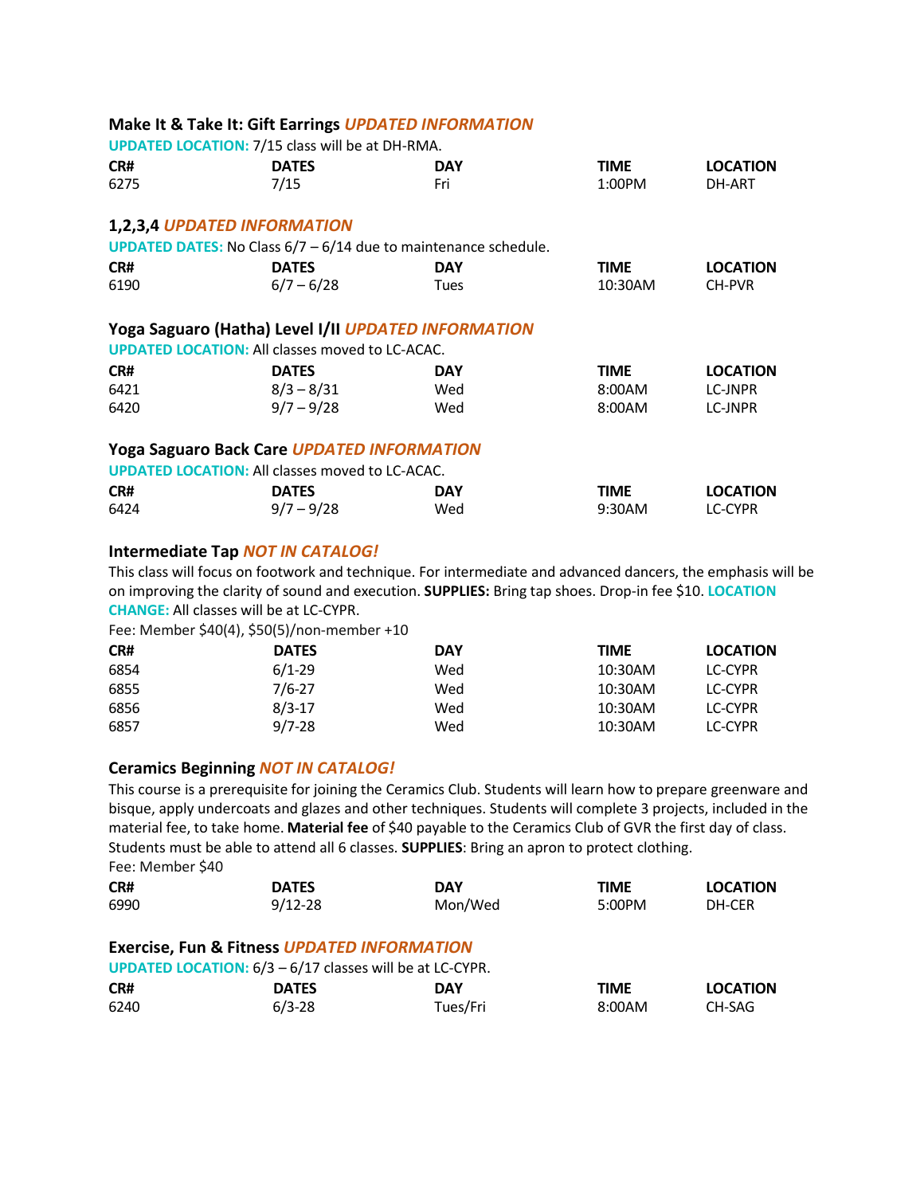### Make It & Take It: Gift Earrings *UPDATED INFORMATION*

**UPDATED LOCATION:** 7/15 class will be at DH-RMA.

| CR# | DATES | DAY | TIME | LOCATION |
|---|---|---|---|---|
| 6275 | 7/15 | Fri | 1:00PM | DH-ART |

### 1,2,3,4 *UPDATED INFORMATION*

**UPDATED DATES:** No Class 6/7 – 6/14 due to maintenance schedule.

| CR# | DATES | DAY | TIME | LOCATION |
|---|---|---|---|---|
| 6190 | 6/7 – 6/28 | Tues | 10:30AM | CH-PVR |

### Yoga Saguaro (Hatha) Level I/II *UPDATED INFORMATION*

**UPDATED LOCATION:** All classes moved to LC-ACAC.

| CR# | DATES | DAY | TIME | LOCATION |
|---|---|---|---|---|
| 6421 | 8/3 – 8/31 | Wed | 8:00AM | LC-JNPR |
| 6420 | 9/7 – 9/28 | Wed | 8:00AM | LC-JNPR |

### Yoga Saguaro Back Care *UPDATED INFORMATION*

**UPDATED LOCATION:** All classes moved to LC-ACAC.

| CR# | DATES | DAY | TIME | LOCATION |
|---|---|---|---|---|
| 6424 | 9/7 – 9/28 | Wed | 9:30AM | LC-CYPR |

### Intermediate Tap *NOT IN CATALOG!*

This class will focus on footwork and technique. For intermediate and advanced dancers, the emphasis will be on improving the clarity of sound and execution. **SUPPLIES:** Bring tap shoes. Drop-in fee $10. **LOCATION CHANGE:** All classes will be at LC-CYPR.

Fee: Member $40(4), $50(5)/non-member +10

| CR# | DATES | DAY | TIME | LOCATION |
|---|---|---|---|---|
| 6854 | 6/1-29 | Wed | 10:30AM | LC-CYPR |
| 6855 | 7/6-27 | Wed | 10:30AM | LC-CYPR |
| 6856 | 8/3-17 | Wed | 10:30AM | LC-CYPR |
| 6857 | 9/7-28 | Wed | 10:30AM | LC-CYPR |

### Ceramics Beginning *NOT IN CATALOG!*

This course is a prerequisite for joining the Ceramics Club. Students will learn how to prepare greenware and bisque, apply undercoats and glazes and other techniques. Students will complete 3 projects, included in the material fee, to take home. **Material fee** of $40 payable to the Ceramics Club of GVR the first day of class. Students must be able to attend all 6 classes. **SUPPLIES**: Bring an apron to protect clothing.

Fee: Member $40

| CR# | DATES | DAY | TIME | LOCATION |
|---|---|---|---|---|
| 6990 | 9/12-28 | Mon/Wed | 5:00PM | DH-CER |

### Exercise, Fun & Fitness *UPDATED INFORMATION*

**UPDATED LOCATION:** 6/3 – 6/17 classes will be at LC-CYPR.

| CR# | DATES | DAY | TIME | LOCATION |
|---|---|---|---|---|
| 6240 | 6/3-28 | Tues/Fri | 8:00AM | CH-SAG |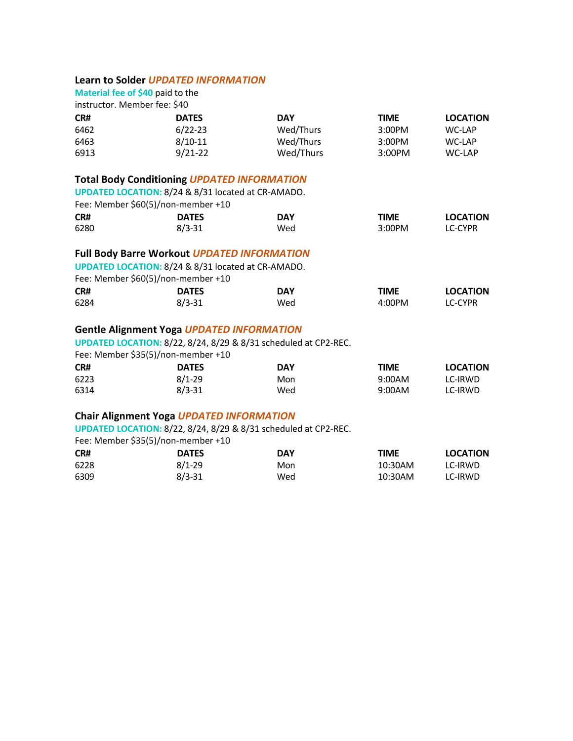### Learn to Solder *UPDATED INFORMATION*

**Material fee of $40** paid to the instructor. Member fee: $40

| CR# | DATES | DAY | TIME | LOCATION |
|---|---|---|---|---|
| 6462 | 6/22-23 | Wed/Thurs | 3:00PM | WC-LAP |
| 6463 | 8/10-11 | Wed/Thurs | 3:00PM | WC-LAP |
| 6913 | 9/21-22 | Wed/Thurs | 3:00PM | WC-LAP |

### Total Body Conditioning *UPDATED INFORMATION*

**UPDATED LOCATION:** 8/24 & 8/31 located at CR-AMADO.

Fee: Member $60(5)/non-member +10

| CR# | DATES | DAY | TIME | LOCATION |
|---|---|---|---|---|
| 6280 | 8/3-31 | Wed | 3:00PM | LC-CYPR |

### Full Body Barre Workout *UPDATED INFORMATION*

**UPDATED LOCATION:** 8/24 & 8/31 located at CR-AMADO.

Fee: Member $60(5)/non-member +10

| CR# | DATES | DAY | TIME | LOCATION |
|---|---|---|---|---|
| 6284 | 8/3-31 | Wed | 4:00PM | LC-CYPR |

### Gentle Alignment Yoga *UPDATED INFORMATION*

**UPDATED LOCATION:** 8/22, 8/24, 8/29 & 8/31 scheduled at CP2-REC.

Fee: Member $35(5)/non-member +10

| CR# | DATES | DAY | TIME | LOCATION |
|---|---|---|---|---|
| 6223 | 8/1-29 | Mon | 9:00AM | LC-IRWD |
| 6314 | 8/3-31 | Wed | 9:00AM | LC-IRWD |

### Chair Alignment Yoga *UPDATED INFORMATION*

**UPDATED LOCATION:** 8/22, 8/24, 8/29 & 8/31 scheduled at CP2-REC.

Fee: Member $35(5)/non-member +10

| CR# | DATES | DAY | TIME | LOCATION |
|---|---|---|---|---|
| 6228 | 8/1-29 | Mon | 10:30AM | LC-IRWD |
| 6309 | 8/3-31 | Wed | 10:30AM | LC-IRWD |